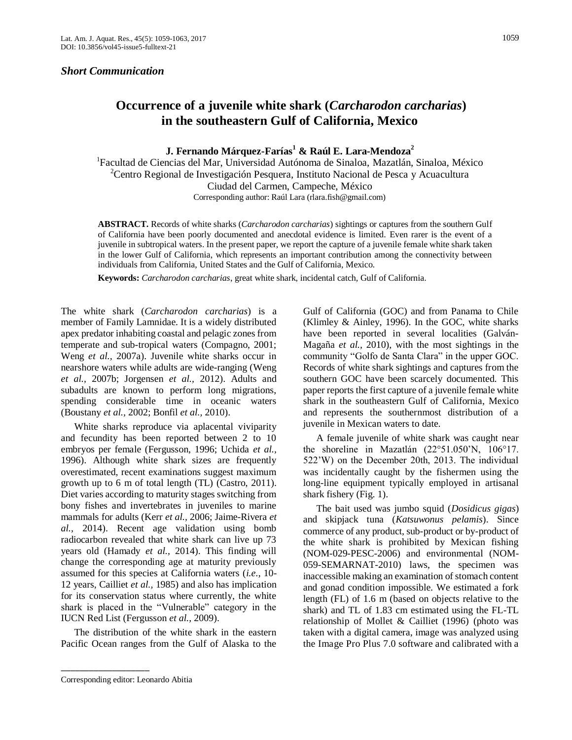*Short Communication*

# Occurrence of a juvenile white shark (*Carcharodon carcharias*) in the southeastern Gulf of California, Mexico

**J. Fernando Márquez-Farías[1] & Raúl E. Lara-Mendoza[2]**

[1]Facultad de Ciencias del Mar, Universidad Autónoma de Sinaloa, Mazatlán, Sinaloa, México
[2]Centro Regional de Investigación Pesquera, Instituto Nacional de Pesca y Acuacultura Ciudad del Carmen, Campeche, México
Corresponding author: Raúl Lara (rlara.fish@gmail.com)

**ABSTRACT.** Records of white sharks (*Carcharodon carcharias*) sightings or captures from the southern Gulf of California have been poorly documented and anecdotal evidence is limited. Even rarer is the event of a juvenile in subtropical waters. In the present paper, we report the capture of a juvenile female white shark taken in the lower Gulf of California, which represents an important contribution among the connectivity between individuals from California, United States and the Gulf of California, Mexico.

**Keywords:** *Carcharodon carcharias*, great white shark, incidental catch, Gulf of California.

The white shark (*Carcharodon carcharias*) is a member of Family Lamnidae. It is a widely distributed apex predator inhabiting coastal and pelagic zones from temperate and sub-tropical waters (Compagno, 2001; Weng *et al.*, 2007a). Juvenile white sharks occur in nearshore waters while adults are wide-ranging (Weng *et al.*, 2007b; Jorgensen *et al.*, 2012). Adults and subadults are known to perform long migrations, spending considerable time in oceanic waters (Boustany *et al.*, 2002; Bonfil *et al.*, 2010).

White sharks reproduce via aplacental viviparity and fecundity has been reported between 2 to 10 embryos per female (Fergusson, 1996; Uchida *et al.*, 1996). Although white shark sizes are frequently overestimated, recent examinations suggest maximum growth up to 6 m of total length (TL) (Castro, 2011). Diet varies according to maturity stages switching from bony fishes and invertebrates in juveniles to marine mammals for adults (Kerr *et al.*, 2006; Jaime-Rivera *et al.*, 2014). Recent age validation using bomb radiocarbon revealed that white shark can live up 73 years old (Hamady *et al.*, 2014). This finding will change the corresponding age at maturity previously assumed for this species at California waters (*i.e.*, 10-12 years, Cailliet *et al.*, 1985) and also has implication for its conservation status where currently, the white shark is placed in the "Vulnerable" category in the IUCN Red List (Fergusson *et al.*, 2009).

The distribution of the white shark in the eastern Pacific Ocean ranges from the Gulf of Alaska to the Gulf of California (GOC) and from Panama to Chile (Klimley & Ainley, 1996). In the GOC, white sharks have been reported in several localities (Galván-Magaña *et al.*, 2010), with the most sightings in the community "Golfo de Santa Clara" in the upper GOC. Records of white shark sightings and captures from the southern GOC have been scarcely documented. This paper reports the first capture of a juvenile female white shark in the southeastern Gulf of California, Mexico and represents the southernmost distribution of a juvenile in Mexican waters to date.

A female juvenile of white shark was caught near the shoreline in Mazatlán (22°51.050'N, 106°17. 522'W) on the December 20th, 2013. The individual was incidentally caught by the fishermen using the long-line equipment typically employed in artisanal shark fishery (Fig. 1).

The bait used was jumbo squid (*Dosidicus gigas*) and skipjack tuna (*Katsuwonus pelamis*). Since commerce of any product, sub-product or by-product of the white shark is prohibited by Mexican fishing (NOM-029-PESC-2006) and environmental (NOM-059-SEMARNAT-2010) laws, the specimen was inaccessible making an examination of stomach content and gonad condition impossible. We estimated a fork length (FL) of 1.6 m (based on objects relative to the shark) and TL of 1.83 cm estimated using the FL-TL relationship of Mollet & Cailliet (1996) (photo was taken with a digital camera, image was analyzed using the Image Pro Plus 7.0 software and calibrated with a

---

Corresponding editor: Leonardo Abitia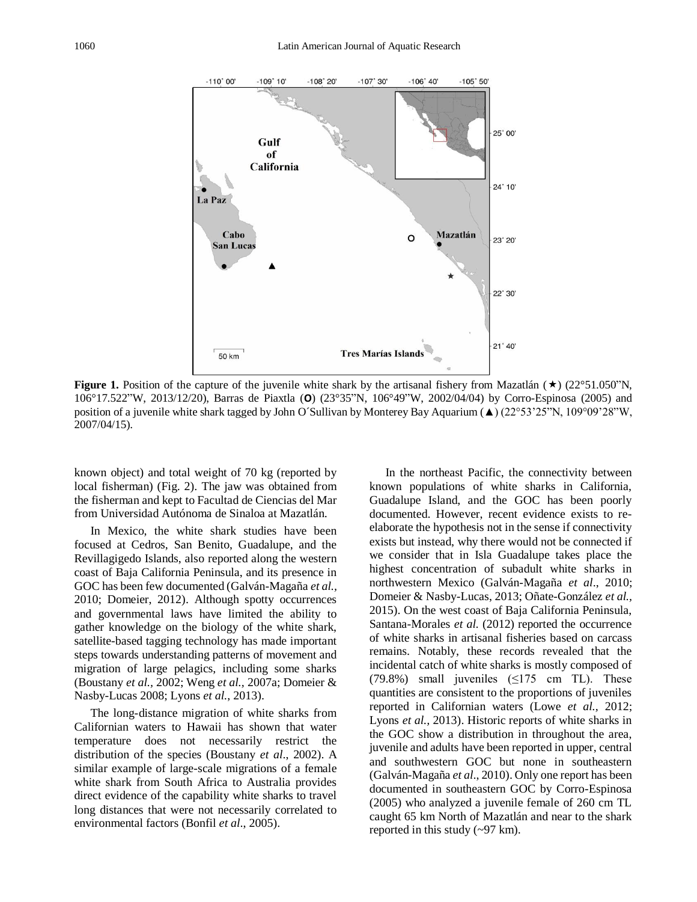**Figure 1.** Position of the capture of the juvenile white shark by the artisanal fishery from Mazatlán (★) (22°51.050"N, 106°17.522"W, 2013/12/20), Barras de Piaxtla (**O**) (23°35"N, 106°49"W, 2002/04/04) by Corro-Espinosa (2005) and position of a juvenile white shark tagged by John O´Sullivan by Monterey Bay Aquarium (▲) (22°53'25"N, 109°09'28"W, 2007/04/15).

known object) and total weight of 70 kg (reported by local fisherman) (Fig. 2). The jaw was obtained from the fisherman and kept to Facultad de Ciencias del Mar from Universidad Autónoma de Sinaloa at Mazatlán.

In Mexico, the white shark studies have been focused at Cedros, San Benito, Guadalupe, and the Revillagigedo Islands, also reported along the western coast of Baja California Peninsula, and its presence in GOC has been few documented (Galván-Magaña *et al.*, 2010; Domeier, 2012). Although spotty occurrences and governmental laws have limited the ability to gather knowledge on the biology of the white shark, satellite-based tagging technology has made important steps towards understanding patterns of movement and migration of large pelagics, including some sharks (Boustany *et al.*, 2002; Weng *et al.*, 2007a; Domeier & Nasby-Lucas 2008; Lyons *et al.*, 2013).

The long-distance migration of white sharks from Californian waters to Hawaii has shown that water temperature does not necessarily restrict the distribution of the species (Boustany *et al*., 2002). A similar example of large-scale migrations of a female white shark from South Africa to Australia provides direct evidence of the capability white sharks to travel long distances that were not necessarily correlated to environmental factors (Bonfil *et al*., 2005).

In the northeast Pacific, the connectivity between known populations of white sharks in California, Guadalupe Island, and the GOC has been poorly documented. However, recent evidence exists to re-elaborate the hypothesis not in the sense if connectivity exists but instead, why there would not be connected if we consider that in Isla Guadalupe takes place the highest concentration of subadult white sharks in northwestern Mexico (Galván-Magaña *et al*., 2010; Domeier & Nasby-Lucas, 2013; Oñate-González *et al.*, 2015). On the west coast of Baja California Peninsula, Santana-Morales *et al.* (2012) reported the occurrence of white sharks in artisanal fisheries based on carcass remains. Notably, these records revealed that the incidental catch of white sharks is mostly composed of (79.8%) small juveniles (≤175 cm TL). These quantities are consistent to the proportions of juveniles reported in Californian waters (Lowe *et al.*, 2012; Lyons *et al.*, 2013). Historic reports of white sharks in the GOC show a distribution in throughout the area, juvenile and adults have been reported in upper, central and southwestern GOC but none in southeastern (Galván-Magaña *et al*., 2010). Only one report has been documented in southeastern GOC by Corro-Espinosa (2005) who analyzed a juvenile female of 260 cm TL caught 65 km North of Mazatlán and near to the shark reported in this study (~97 km).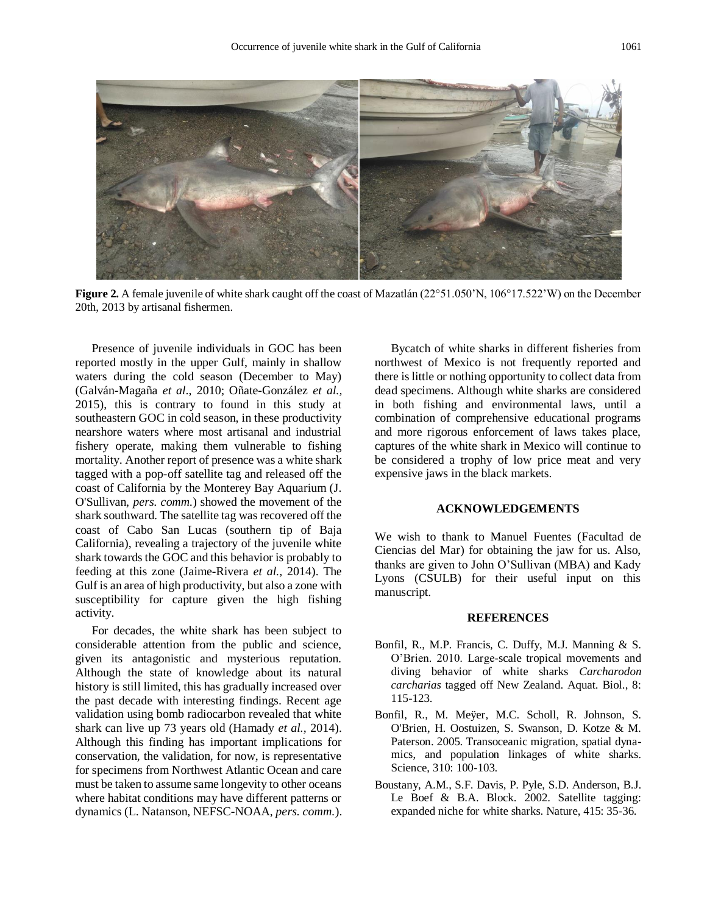**Figure 2.** A female juvenile of white shark caught off the coast of Mazatlán (22°51.050'N, 106°17.522'W) on the December 20th, 2013 by artisanal fishermen.

Presence of juvenile individuals in GOC has been reported mostly in the upper Gulf, mainly in shallow waters during the cold season (December to May) (Galván-Magaña *et al*., 2010; Oñate-González *et al.,* 2015), this is contrary to found in this study at southeastern GOC in cold season, in these productivity nearshore waters where most artisanal and industrial fishery operate, making them vulnerable to fishing mortality. Another report of presence was a white shark tagged with a pop-off satellite tag and released off the coast of California by the Monterey Bay Aquarium (J. O'Sullivan, *pers. comm.*) showed the movement of the shark southward. The satellite tag was recovered off the coast of Cabo San Lucas (southern tip of Baja California), revealing a trajectory of the juvenile white shark towards the GOC and this behavior is probably to feeding at this zone (Jaime-Rivera *et al.,* 2014). The Gulf is an area of high productivity, but also a zone with susceptibility for capture given the high fishing activity.

For decades, the white shark has been subject to considerable attention from the public and science, given its antagonistic and mysterious reputation. Although the state of knowledge about its natural history is still limited, this has gradually increased over the past decade with interesting findings. Recent age validation using bomb radiocarbon revealed that white shark can live up 73 years old (Hamady *et al.,* 2014). Although this finding has important implications for conservation, the validation, for now, is representative for specimens from Northwest Atlantic Ocean and care must be taken to assume same longevity to other oceans where habitat conditions may have different patterns or dynamics (L. Natanson, NEFSC-NOAA, *pers. comm.*).

Bycatch of white sharks in different fisheries from northwest of Mexico is not frequently reported and there is little or nothing opportunity to collect data from dead specimens. Although white sharks are considered in both fishing and environmental laws, until a combination of comprehensive educational programs and more rigorous enforcement of laws takes place, captures of the white shark in Mexico will continue to be considered a trophy of low price meat and very expensive jaws in the black markets.

## ACKNOWLEDGEMENTS

We wish to thank to Manuel Fuentes (Facultad de Ciencias del Mar) for obtaining the jaw for us. Also, thanks are given to John O'Sullivan (MBA) and Kady Lyons (CSULB) for their useful input on this manuscript.

## REFERENCES

Bonfil, R., M.P. Francis, C. Duffy, M.J. Manning & S. O'Brien. 2010. Large-scale tropical movements and diving behavior of white sharks *Carcharodon carcharias* tagged off New Zealand. Aquat. Biol., 8: 115-123.

Bonfil, R., M. Meÿer, M.C. Scholl, R. Johnson, S. O'Brien, H. Oostuizen, S. Swanson, D. Kotze & M. Paterson. 2005. Transoceanic migration, spatial dynamics, and population linkages of white sharks. Science, 310: 100-103.

Boustany, A.M., S.F. Davis, P. Pyle, S.D. Anderson, B.J. Le Boef & B.A. Block. 2002. Satellite tagging: expanded niche for white sharks. Nature, 415: 35-36.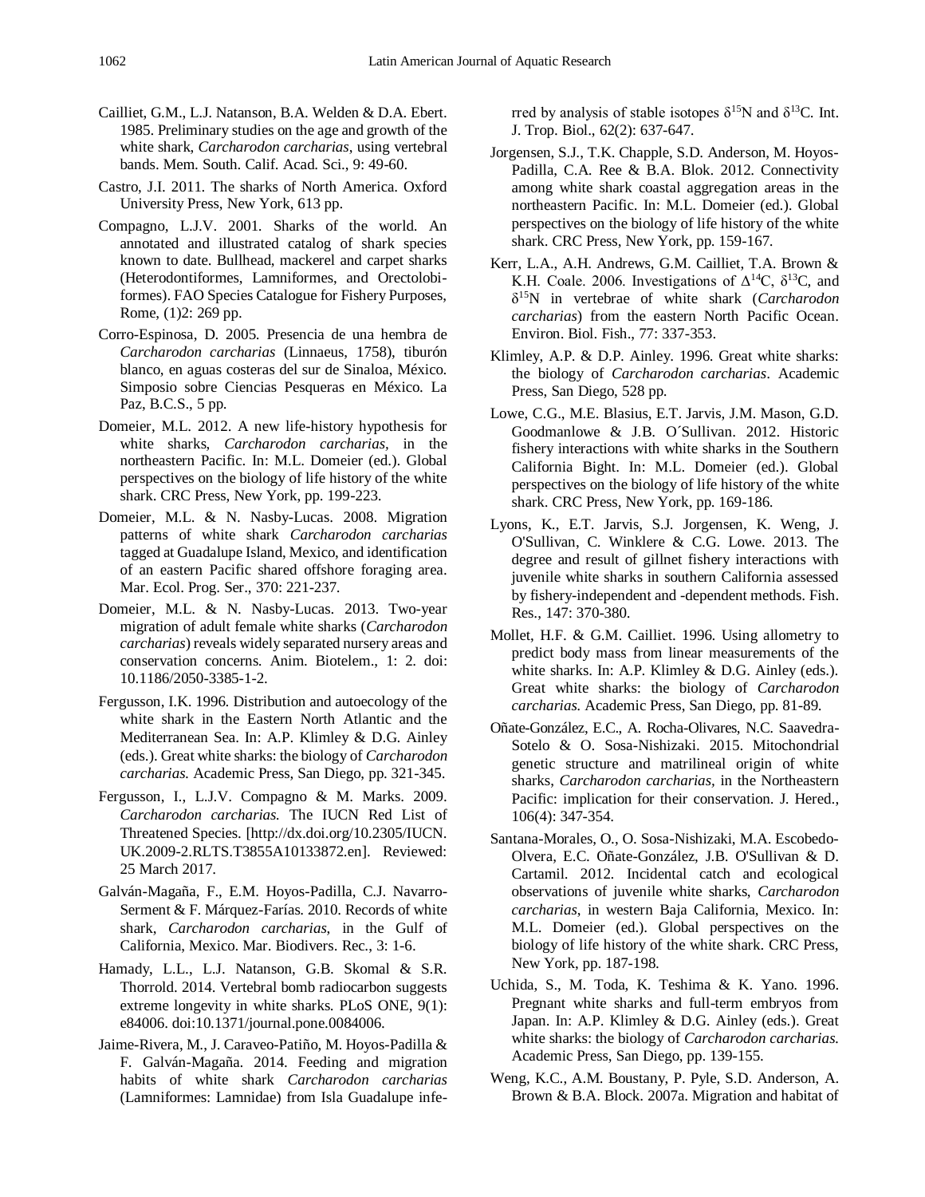Cailliet, G.M., L.J. Natanson, B.A. Welden & D.A. Ebert. 1985. Preliminary studies on the age and growth of the white shark, *Carcharodon carcharias*, using vertebral bands. Mem. South. Calif. Acad. Sci., 9: 49-60.

Castro, J.I. 2011. The sharks of North America. Oxford University Press, New York, 613 pp.

Compagno, L.J.V. 2001. Sharks of the world. An annotated and illustrated catalog of shark species known to date. Bullhead, mackerel and carpet sharks (Heterodontiformes, Lamniformes, and Orectolobiformes). FAO Species Catalogue for Fishery Purposes, Rome, (1)2: 269 pp.

Corro-Espinosa, D. 2005. Presencia de una hembra de *Carcharodon carcharias* (Linnaeus, 1758), tiburón blanco, en aguas costeras del sur de Sinaloa, México. Simposio sobre Ciencias Pesqueras en México. La Paz, B.C.S., 5 pp.

Domeier, M.L. 2012. A new life-history hypothesis for white sharks, *Carcharodon carcharias*, in the northeastern Pacific. In: M.L. Domeier (ed.). Global perspectives on the biology of life history of the white shark. CRC Press, New York, pp. 199-223.

Domeier, M.L. & N. Nasby-Lucas. 2008. Migration patterns of white shark *Carcharodon carcharias* tagged at Guadalupe Island, Mexico, and identification of an eastern Pacific shared offshore foraging area. Mar. Ecol. Prog. Ser., 370: 221-237.

Domeier, M.L. & N. Nasby-Lucas. 2013. Two-year migration of adult female white sharks (*Carcharodon carcharias*) reveals widely separated nursery areas and conservation concerns. Anim. Biotelem., 1: 2. doi: 10.1186/2050-3385-1-2.

Fergusson, I.K. 1996. Distribution and autoecology of the white shark in the Eastern North Atlantic and the Mediterranean Sea. In: A.P. Klimley & D.G. Ainley (eds.). Great white sharks: the biology of *Carcharodon carcharias.* Academic Press, San Diego, pp. 321-345.

Fergusson, I., L.J.V. Compagno & M. Marks. 2009. *Carcharodon carcharias.* The IUCN Red List of Threatened Species. [http://dx.doi.org/10.2305/IUCN.UK.2009-2.RLTS.T3855A10133872.en]. Reviewed: 25 March 2017.

Galván-Magaña, F., E.M. Hoyos-Padilla, C.J. Navarro-Serment & F. Márquez-Farías. 2010. Records of white shark, *Carcharodon carcharias*, in the Gulf of California, Mexico. Mar. Biodivers. Rec., 3: 1-6.

Hamady, L.L., L.J. Natanson, G.B. Skomal & S.R. Thorrold. 2014. Vertebral bomb radiocarbon suggests extreme longevity in white sharks. PLoS ONE, 9(1): e84006. doi:10.1371/journal.pone.0084006.

Jaime-Rivera, M., J. Caraveo-Patiño, M. Hoyos-Padilla & F. Galván-Magaña. 2014. Feeding and migration habits of white shark *Carcharodon carcharias* (Lamniformes: Lamnidae) from Isla Guadalupe inferred by analysis of stable isotopes $\delta^{15}$N and $\delta^{13}$C. Int. J. Trop. Biol., 62(2): 637-647.

Jorgensen, S.J., T.K. Chapple, S.D. Anderson, M. Hoyos-Padilla, C.A. Ree & B.A. Blok. 2012. Connectivity among white shark coastal aggregation areas in the northeastern Pacific. In: M.L. Domeier (ed.). Global perspectives on the biology of life history of the white shark. CRC Press, New York, pp. 159-167.

Kerr, L.A., A.H. Andrews, G.M. Cailliet, T.A. Brown & K.H. Coale. 2006. Investigations of $\Delta^{14}$C, $\delta^{13}$C, and $\delta^{15}$N in vertebrae of white shark (*Carcharodon carcharias*) from the eastern North Pacific Ocean. Environ. Biol. Fish., 77: 337-353.

Klimley, A.P. & D.P. Ainley. 1996. Great white sharks: the biology of *Carcharodon carcharias*. Academic Press, San Diego, 528 pp.

Lowe, C.G., M.E. Blasius, E.T. Jarvis, J.M. Mason, G.D. Goodmanlowe & J.B. O´Sullivan. 2012. Historic fishery interactions with white sharks in the Southern California Bight. In: M.L. Domeier (ed.). Global perspectives on the biology of life history of the white shark. CRC Press, New York, pp. 169-186.

Lyons, K., E.T. Jarvis, S.J. Jorgensen, K. Weng, J. O'Sullivan, C. Winklere & C.G. Lowe. 2013. The degree and result of gillnet fishery interactions with juvenile white sharks in southern California assessed by fishery-independent and -dependent methods. Fish. Res., 147: 370-380.

Mollet, H.F. & G.M. Cailliet. 1996. Using allometry to predict body mass from linear measurements of the white sharks. In: A.P. Klimley & D.G. Ainley (eds.). Great white sharks: the biology of *Carcharodon carcharias.* Academic Press, San Diego, pp. 81-89.

Oñate-González, E.C., A. Rocha-Olivares, N.C. Saavedra-Sotelo & O. Sosa-Nishizaki. 2015. Mitochondrial genetic structure and matrilineal origin of white sharks, *Carcharodon carcharias,* in the Northeastern Pacific: implication for their conservation. J. Hered., 106(4): 347-354.

Santana-Morales, O., O. Sosa-Nishizaki, M.A. Escobedo-Olvera, E.C. Oñate-González, J.B. O'Sullivan & D. Cartamil. 2012. Incidental catch and ecological observations of juvenile white sharks, *Carcharodon carcharias*, in western Baja California, Mexico. In: M.L. Domeier (ed.). Global perspectives on the biology of life history of the white shark. CRC Press, New York, pp. 187-198.

Uchida, S., M. Toda, K. Teshima & K. Yano. 1996. Pregnant white sharks and full-term embryos from Japan. In: A.P. Klimley & D.G. Ainley (eds.). Great white sharks: the biology of *Carcharodon carcharias.* Academic Press, San Diego, pp. 139-155.

Weng, K.C., A.M. Boustany, P. Pyle, S.D. Anderson, A. Brown & B.A. Block. 2007a. Migration and habitat of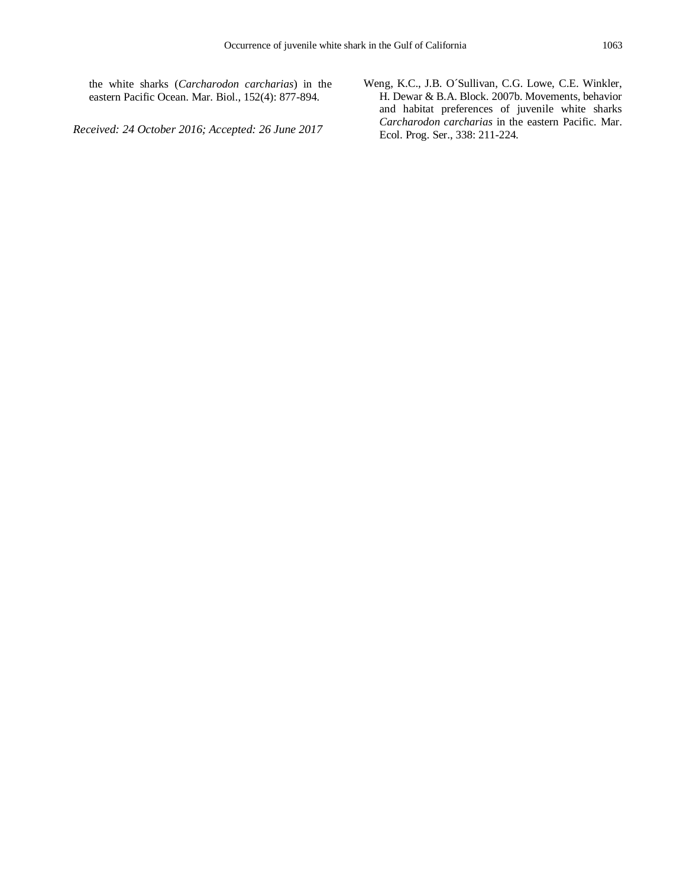the white sharks (*Carcharodon carcharias*) in the eastern Pacific Ocean. Mar. Biol., 152(4): 877-894.

*Received: 24 October 2016; Accepted: 26 June 2017*

Weng, K.C., J.B. O´Sullivan, C.G. Lowe, C.E. Winkler, H. Dewar & B.A. Block. 2007b. Movements, behavior and habitat preferences of juvenile white sharks *Carcharodon carcharias* in the eastern Pacific. Mar. Ecol. Prog. Ser., 338: 211-224.